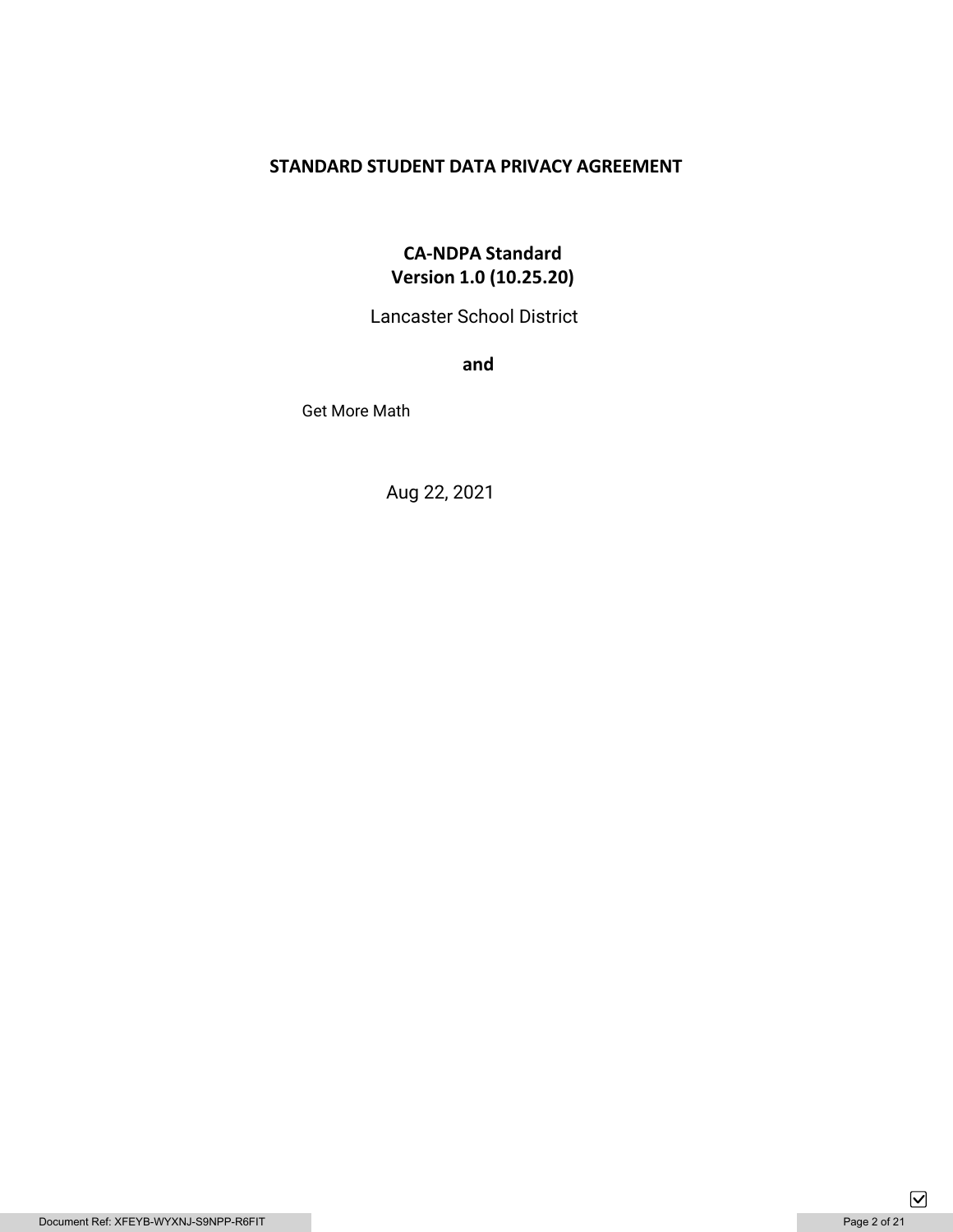# STANDARD STUDENT DATA PRIVACY AGREEMENT

**CA-NDPA Standard**
**Version 1.0 (10.25.20)**

Lancaster School District

**and**

Get More Math

Aug 22, 2021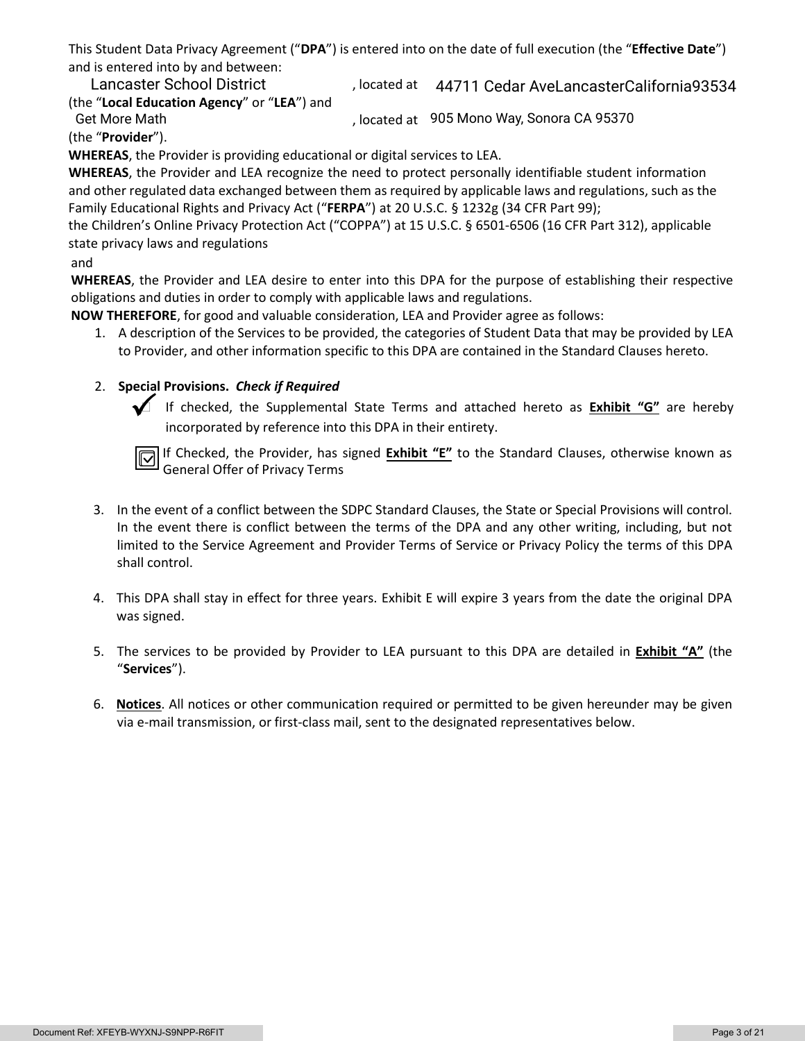This Student Data Privacy Agreement ("**DPA**") is entered into on the date of full execution (the "**Effective Date**") and is entered into by and between:

Lancaster School District, located at 44711 Cedar AveLancasterCalifornia93534 (the "**Local Education Agency**" or "**LEA**") and

Get More Math, located at 905 Mono Way, Sonora CA 95370 (the "**Provider**").

**WHEREAS**, the Provider is providing educational or digital services to LEA.

**WHEREAS**, the Provider and LEA recognize the need to protect personally identifiable student information and other regulated data exchanged between them as required by applicable laws and regulations, such as the Family Educational Rights and Privacy Act ("**FERPA**") at 20 U.S.C. § 1232g (34 CFR Part 99); the Children's Online Privacy Protection Act ("COPPA") at 15 U.S.C. § 6501-6506 (16 CFR Part 312), applicable state privacy laws and regulations and

**WHEREAS**, the Provider and LEA desire to enter into this DPA for the purpose of establishing their respective obligations and duties in order to comply with applicable laws and regulations.

**NOW THEREFORE**, for good and valuable consideration, LEA and Provider agree as follows:

1. A description of the Services to be provided, the categories of Student Data that may be provided by LEA to Provider, and other information specific to this DPA are contained in the Standard Clauses hereto.

2. **Special Provisions.** ***Check if Required***

   ☑ If checked, the Supplemental State Terms and attached hereto as **Exhibit "G"** are hereby incorporated by reference into this DPA in their entirety.

   ☑ If Checked, the Provider, has signed **Exhibit "E"** to the Standard Clauses, otherwise known as General Offer of Privacy Terms

3. In the event of a conflict between the SDPC Standard Clauses, the State or Special Provisions will control. In the event there is conflict between the terms of the DPA and any other writing, including, but not limited to the Service Agreement and Provider Terms of Service or Privacy Policy the terms of this DPA shall control.

4. This DPA shall stay in effect for three years. Exhibit E will expire 3 years from the date the original DPA was signed.

5. The services to be provided by Provider to LEA pursuant to this DPA are detailed in **Exhibit "A"** (the "**Services**").

6. **Notices**. All notices or other communication required or permitted to be given hereunder may be given via e-mail transmission, or first-class mail, sent to the designated representatives below.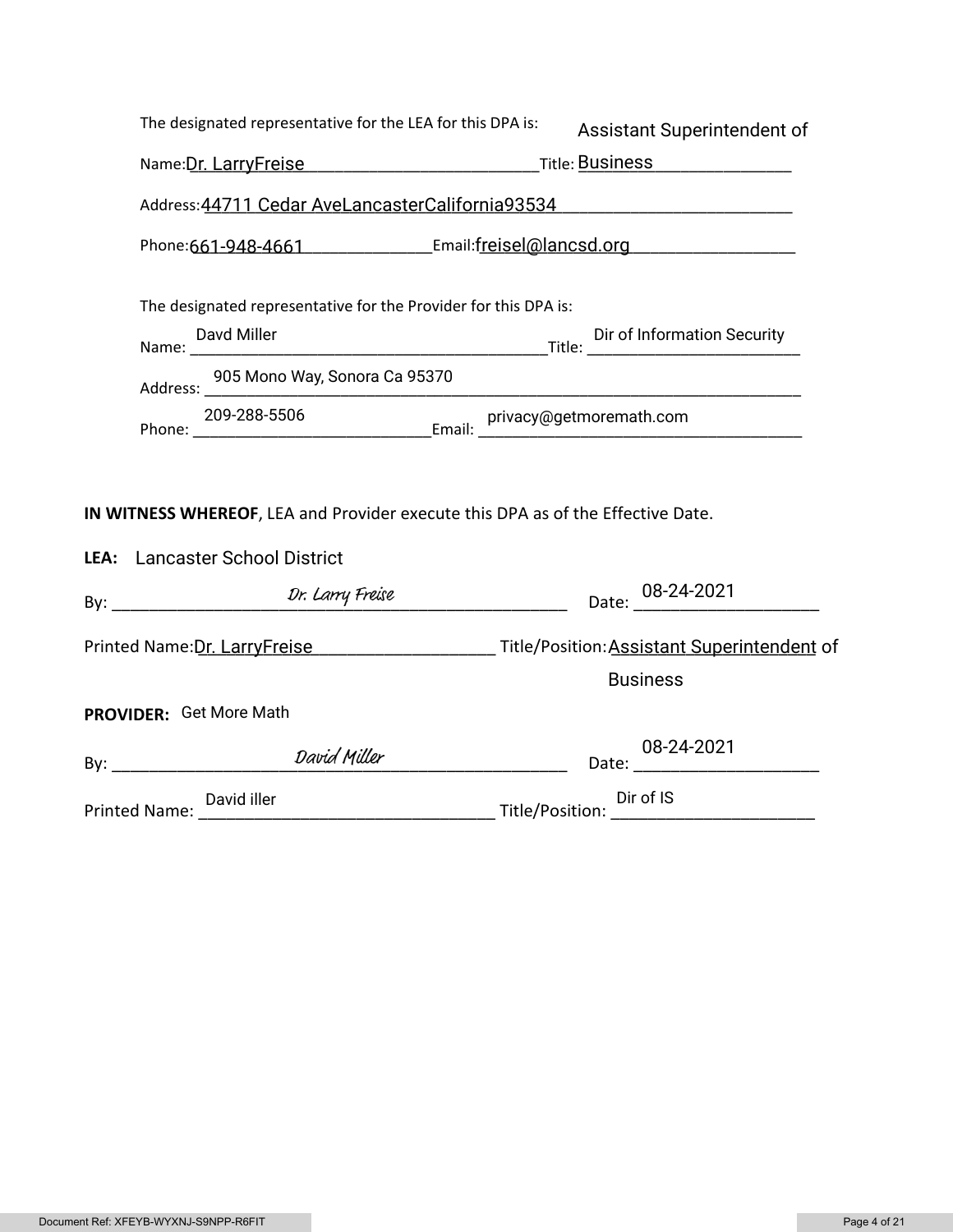The designated representative for the LEA for this DPA is:

Name: Dr. LarryFreise Title: Assistant Superintendent of Business

Address: 44711 Cedar AveLancasterCalifornia93534

Phone: 661-948-4661 Email: freisel@lancsd.org

The designated representative for the Provider for this DPA is:

Name: Davd Miller Title: Dir of Information Security

Address: 905 Mono Way, Sonora Ca 95370

Phone: 209-288-5506 Email: privacy@getmoremath.com

**IN WITNESS WHEREOF**, LEA and Provider execute this DPA as of the Effective Date.

**LEA:** Lancaster School District

By: *Dr. Larry Freise* Date: 08-24-2021

Printed Name: Dr. LarryFreise Title/Position: Assistant Superintendent of Business

**PROVIDER:** Get More Math

By: *David Miller* Date: 08-24-2021

Printed Name: David iller Title/Position: Dir of IS

Document Ref: XFEYB-WYXNJ-S9NPP-R6FIT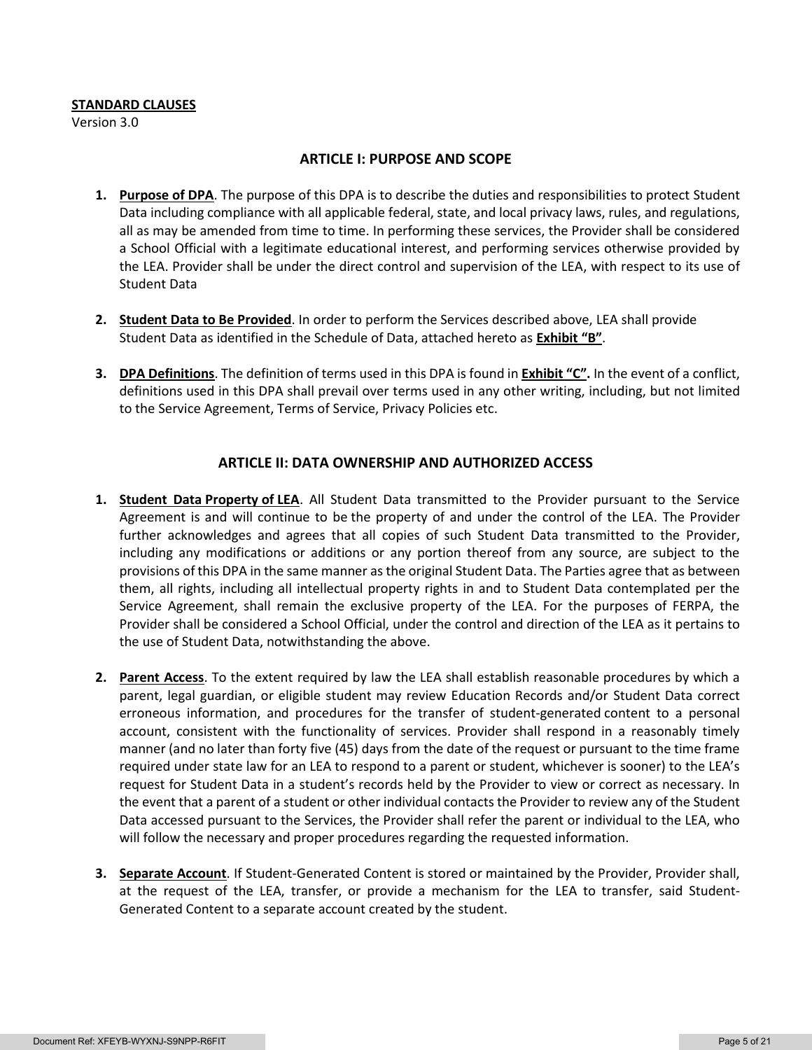**STANDARD CLAUSES**
Version 3.0

## ARTICLE I: PURPOSE AND SCOPE

1. **Purpose of DPA**. The purpose of this DPA is to describe the duties and responsibilities to protect Student Data including compliance with all applicable federal, state, and local privacy laws, rules, and regulations, all as may be amended from time to time. In performing these services, the Provider shall be considered a School Official with a legitimate educational interest, and performing services otherwise provided by the LEA. Provider shall be under the direct control and supervision of the LEA, with respect to its use of Student Data

2. **Student Data to Be Provided**. In order to perform the Services described above, LEA shall provide Student Data as identified in the Schedule of Data, attached hereto as **Exhibit "B"**.

3. **DPA Definitions**. The definition of terms used in this DPA is found in **Exhibit "C".** In the event of a conflict, definitions used in this DPA shall prevail over terms used in any other writing, including, but not limited to the Service Agreement, Terms of Service, Privacy Policies etc.

## ARTICLE II: DATA OWNERSHIP AND AUTHORIZED ACCESS

1. **Student Data Property of LEA**. All Student Data transmitted to the Provider pursuant to the Service Agreement is and will continue to be the property of and under the control of the LEA. The Provider further acknowledges and agrees that all copies of such Student Data transmitted to the Provider, including any modifications or additions or any portion thereof from any source, are subject to the provisions of this DPA in the same manner as the original Student Data. The Parties agree that as between them, all rights, including all intellectual property rights in and to Student Data contemplated per the Service Agreement, shall remain the exclusive property of the LEA. For the purposes of FERPA, the Provider shall be considered a School Official, under the control and direction of the LEA as it pertains to the use of Student Data, notwithstanding the above.

2. **Parent Access**. To the extent required by law the LEA shall establish reasonable procedures by which a parent, legal guardian, or eligible student may review Education Records and/or Student Data correct erroneous information, and procedures for the transfer of student-generated content to a personal account, consistent with the functionality of services. Provider shall respond in a reasonably timely manner (and no later than forty five (45) days from the date of the request or pursuant to the time frame required under state law for an LEA to respond to a parent or student, whichever is sooner) to the LEA's request for Student Data in a student's records held by the Provider to view or correct as necessary. In the event that a parent of a student or other individual contacts the Provider to review any of the Student Data accessed pursuant to the Services, the Provider shall refer the parent or individual to the LEA, who will follow the necessary and proper procedures regarding the requested information.

3. **Separate Account**. If Student-Generated Content is stored or maintained by the Provider, Provider shall, at the request of the LEA, transfer, or provide a mechanism for the LEA to transfer, said Student-Generated Content to a separate account created by the student.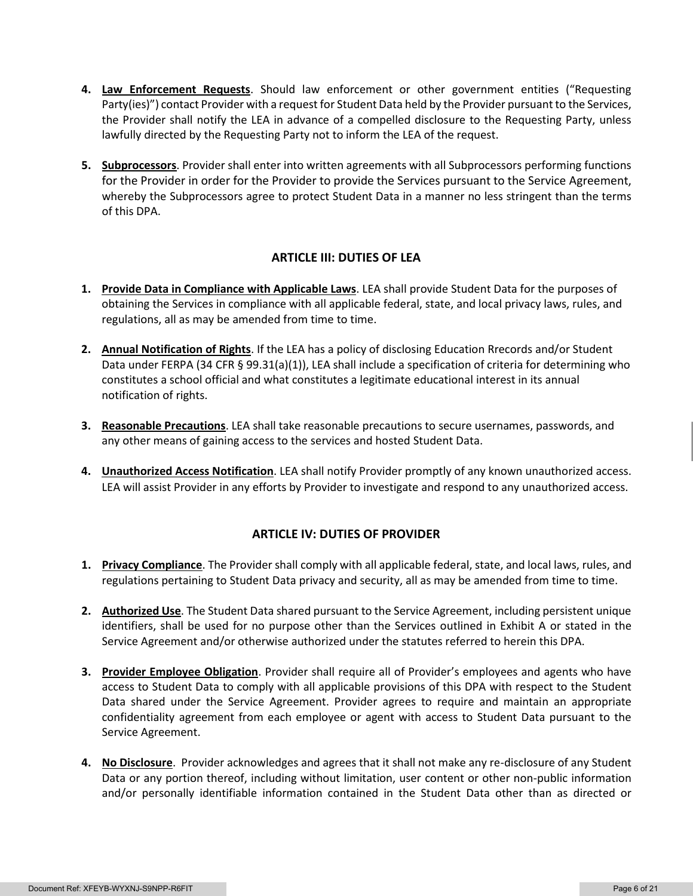4. **Law Enforcement Requests**. Should law enforcement or other government entities ("Requesting Party(ies)") contact Provider with a request for Student Data held by the Provider pursuant to the Services, the Provider shall notify the LEA in advance of a compelled disclosure to the Requesting Party, unless lawfully directed by the Requesting Party not to inform the LEA of the request.

5. **Subprocessors**. Provider shall enter into written agreements with all Subprocessors performing functions for the Provider in order for the Provider to provide the Services pursuant to the Service Agreement, whereby the Subprocessors agree to protect Student Data in a manner no less stringent than the terms of this DPA.

## ARTICLE III: DUTIES OF LEA

1. **Provide Data in Compliance with Applicable Laws**. LEA shall provide Student Data for the purposes of obtaining the Services in compliance with all applicable federal, state, and local privacy laws, rules, and regulations, all as may be amended from time to time.

2. **Annual Notification of Rights**. If the LEA has a policy of disclosing Education Rrecords and/or Student Data under FERPA (34 CFR § 99.31(a)(1)), LEA shall include a specification of criteria for determining who constitutes a school official and what constitutes a legitimate educational interest in its annual notification of rights.

3. **Reasonable Precautions**. LEA shall take reasonable precautions to secure usernames, passwords, and any other means of gaining access to the services and hosted Student Data.

4. **Unauthorized Access Notification**. LEA shall notify Provider promptly of any known unauthorized access. LEA will assist Provider in any efforts by Provider to investigate and respond to any unauthorized access.

## ARTICLE IV: DUTIES OF PROVIDER

1. **Privacy Compliance**. The Provider shall comply with all applicable federal, state, and local laws, rules, and regulations pertaining to Student Data privacy and security, all as may be amended from time to time.

2. **Authorized Use**. The Student Data shared pursuant to the Service Agreement, including persistent unique identifiers, shall be used for no purpose other than the Services outlined in Exhibit A or stated in the Service Agreement and/or otherwise authorized under the statutes referred to herein this DPA.

3. **Provider Employee Obligation**. Provider shall require all of Provider's employees and agents who have access to Student Data to comply with all applicable provisions of this DPA with respect to the Student Data shared under the Service Agreement. Provider agrees to require and maintain an appropriate confidentiality agreement from each employee or agent with access to Student Data pursuant to the Service Agreement.

4. **No Disclosure**. Provider acknowledges and agrees that it shall not make any re-disclosure of any Student Data or any portion thereof, including without limitation, user content or other non-public information and/or personally identifiable information contained in the Student Data other than as directed or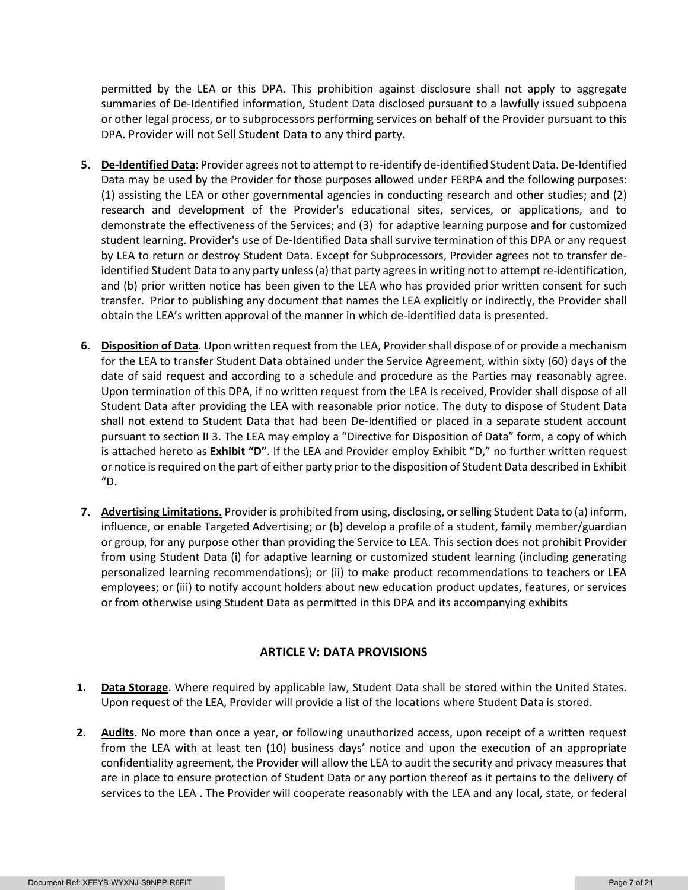permitted by the LEA or this DPA. This prohibition against disclosure shall not apply to aggregate summaries of De-Identified information, Student Data disclosed pursuant to a lawfully issued subpoena or other legal process, or to subprocessors performing services on behalf of the Provider pursuant to this DPA. Provider will not Sell Student Data to any third party.

5. **De-Identified Data**: Provider agrees not to attempt to re-identify de-identified Student Data. De-Identified Data may be used by the Provider for those purposes allowed under FERPA and the following purposes: (1) assisting the LEA or other governmental agencies in conducting research and other studies; and (2) research and development of the Provider's educational sites, services, or applications, and to demonstrate the effectiveness of the Services; and (3) for adaptive learning purpose and for customized student learning. Provider's use of De-Identified Data shall survive termination of this DPA or any request by LEA to return or destroy Student Data. Except for Subprocessors, Provider agrees not to transfer de-identified Student Data to any party unless (a) that party agrees in writing not to attempt re-identification, and (b) prior written notice has been given to the LEA who has provided prior written consent for such transfer. Prior to publishing any document that names the LEA explicitly or indirectly, the Provider shall obtain the LEA's written approval of the manner in which de-identified data is presented.

6. **Disposition of Data**. Upon written request from the LEA, Provider shall dispose of or provide a mechanism for the LEA to transfer Student Data obtained under the Service Agreement, within sixty (60) days of the date of said request and according to a schedule and procedure as the Parties may reasonably agree. Upon termination of this DPA, if no written request from the LEA is received, Provider shall dispose of all Student Data after providing the LEA with reasonable prior notice. The duty to dispose of Student Data shall not extend to Student Data that had been De-Identified or placed in a separate student account pursuant to section II 3. The LEA may employ a "Directive for Disposition of Data" form, a copy of which is attached hereto as **Exhibit "D"**. If the LEA and Provider employ Exhibit "D," no further written request or notice is required on the part of either party prior to the disposition of Student Data described in Exhibit "D.

7. **Advertising Limitations.** Provider is prohibited from using, disclosing, or selling Student Data to (a) inform, influence, or enable Targeted Advertising; or (b) develop a profile of a student, family member/guardian or group, for any purpose other than providing the Service to LEA. This section does not prohibit Provider from using Student Data (i) for adaptive learning or customized student learning (including generating personalized learning recommendations); or (ii) to make product recommendations to teachers or LEA employees; or (iii) to notify account holders about new education product updates, features, or services or from otherwise using Student Data as permitted in this DPA and its accompanying exhibits

## ARTICLE V: DATA PROVISIONS

1. **Data Storage**. Where required by applicable law, Student Data shall be stored within the United States. Upon request of the LEA, Provider will provide a list of the locations where Student Data is stored.

2. **Audits.** No more than once a year, or following unauthorized access, upon receipt of a written request from the LEA with at least ten (10) business days' notice and upon the execution of an appropriate confidentiality agreement, the Provider will allow the LEA to audit the security and privacy measures that are in place to ensure protection of Student Data or any portion thereof as it pertains to the delivery of services to the LEA . The Provider will cooperate reasonably with the LEA and any local, state, or federal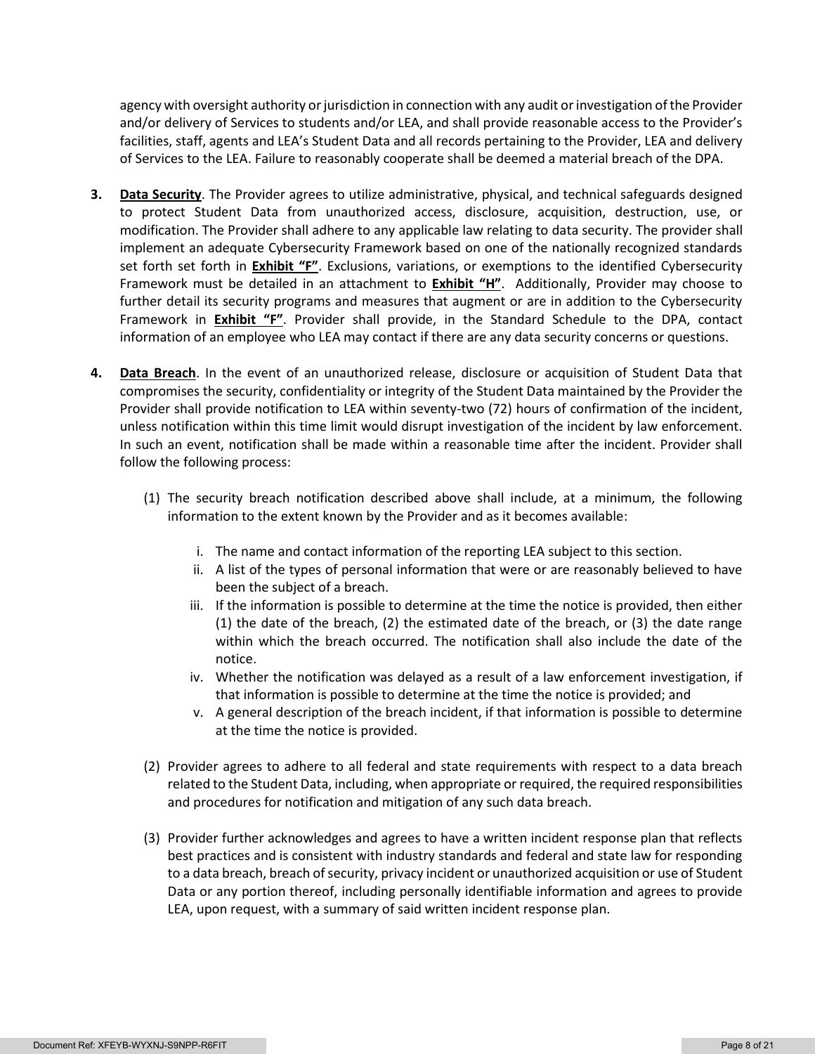agency with oversight authority or jurisdiction in connection with any audit or investigation of the Provider and/or delivery of Services to students and/or LEA, and shall provide reasonable access to the Provider's facilities, staff, agents and LEA's Student Data and all records pertaining to the Provider, LEA and delivery of Services to the LEA. Failure to reasonably cooperate shall be deemed a material breach of the DPA.

3. **Data Security**. The Provider agrees to utilize administrative, physical, and technical safeguards designed to protect Student Data from unauthorized access, disclosure, acquisition, destruction, use, or modification. The Provider shall adhere to any applicable law relating to data security. The provider shall implement an adequate Cybersecurity Framework based on one of the nationally recognized standards set forth set forth in **Exhibit "F"**. Exclusions, variations, or exemptions to the identified Cybersecurity Framework must be detailed in an attachment to **Exhibit "H"**. Additionally, Provider may choose to further detail its security programs and measures that augment or are in addition to the Cybersecurity Framework in **Exhibit "F"**. Provider shall provide, in the Standard Schedule to the DPA, contact information of an employee who LEA may contact if there are any data security concerns or questions.

4. **Data Breach**. In the event of an unauthorized release, disclosure or acquisition of Student Data that compromises the security, confidentiality or integrity of the Student Data maintained by the Provider the Provider shall provide notification to LEA within seventy-two (72) hours of confirmation of the incident, unless notification within this time limit would disrupt investigation of the incident by law enforcement. In such an event, notification shall be made within a reasonable time after the incident. Provider shall follow the following process:

   (1) The security breach notification described above shall include, at a minimum, the following information to the extent known by the Provider and as it becomes available:

      i. The name and contact information of the reporting LEA subject to this section.
      ii. A list of the types of personal information that were or are reasonably believed to have been the subject of a breach.
      iii. If the information is possible to determine at the time the notice is provided, then either (1) the date of the breach, (2) the estimated date of the breach, or (3) the date range within which the breach occurred. The notification shall also include the date of the notice.
      iv. Whether the notification was delayed as a result of a law enforcement investigation, if that information is possible to determine at the time the notice is provided; and
      v. A general description of the breach incident, if that information is possible to determine at the time the notice is provided.

   (2) Provider agrees to adhere to all federal and state requirements with respect to a data breach related to the Student Data, including, when appropriate or required, the required responsibilities and procedures for notification and mitigation of any such data breach.

   (3) Provider further acknowledges and agrees to have a written incident response plan that reflects best practices and is consistent with industry standards and federal and state law for responding to a data breach, breach of security, privacy incident or unauthorized acquisition or use of Student Data or any portion thereof, including personally identifiable information and agrees to provide LEA, upon request, with a summary of said written incident response plan.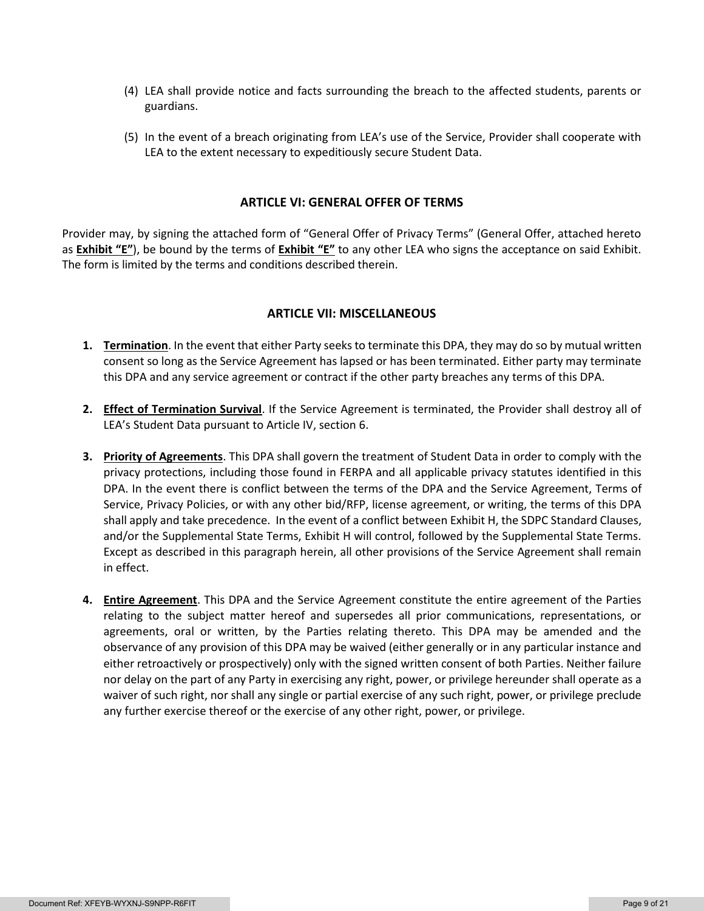(4) LEA shall provide notice and facts surrounding the breach to the affected students, parents or guardians.

(5) In the event of a breach originating from LEA's use of the Service, Provider shall cooperate with LEA to the extent necessary to expeditiously secure Student Data.

## ARTICLE VI: GENERAL OFFER OF TERMS

Provider may, by signing the attached form of "General Offer of Privacy Terms" (General Offer, attached hereto as **Exhibit "E"**), be bound by the terms of **Exhibit "E"** to any other LEA who signs the acceptance on said Exhibit. The form is limited by the terms and conditions described therein.

## ARTICLE VII: MISCELLANEOUS

1. **Termination**. In the event that either Party seeks to terminate this DPA, they may do so by mutual written consent so long as the Service Agreement has lapsed or has been terminated. Either party may terminate this DPA and any service agreement or contract if the other party breaches any terms of this DPA.

2. **Effect of Termination Survival**. If the Service Agreement is terminated, the Provider shall destroy all of LEA's Student Data pursuant to Article IV, section 6.

3. **Priority of Agreements**. This DPA shall govern the treatment of Student Data in order to comply with the privacy protections, including those found in FERPA and all applicable privacy statutes identified in this DPA. In the event there is conflict between the terms of the DPA and the Service Agreement, Terms of Service, Privacy Policies, or with any other bid/RFP, license agreement, or writing, the terms of this DPA shall apply and take precedence. In the event of a conflict between Exhibit H, the SDPC Standard Clauses, and/or the Supplemental State Terms, Exhibit H will control, followed by the Supplemental State Terms. Except as described in this paragraph herein, all other provisions of the Service Agreement shall remain in effect.

4. **Entire Agreement**. This DPA and the Service Agreement constitute the entire agreement of the Parties relating to the subject matter hereof and supersedes all prior communications, representations, or agreements, oral or written, by the Parties relating thereto. This DPA may be amended and the observance of any provision of this DPA may be waived (either generally or in any particular instance and either retroactively or prospectively) only with the signed written consent of both Parties. Neither failure nor delay on the part of any Party in exercising any right, power, or privilege hereunder shall operate as a waiver of such right, nor shall any single or partial exercise of any such right, power, or privilege preclude any further exercise thereof or the exercise of any other right, power, or privilege.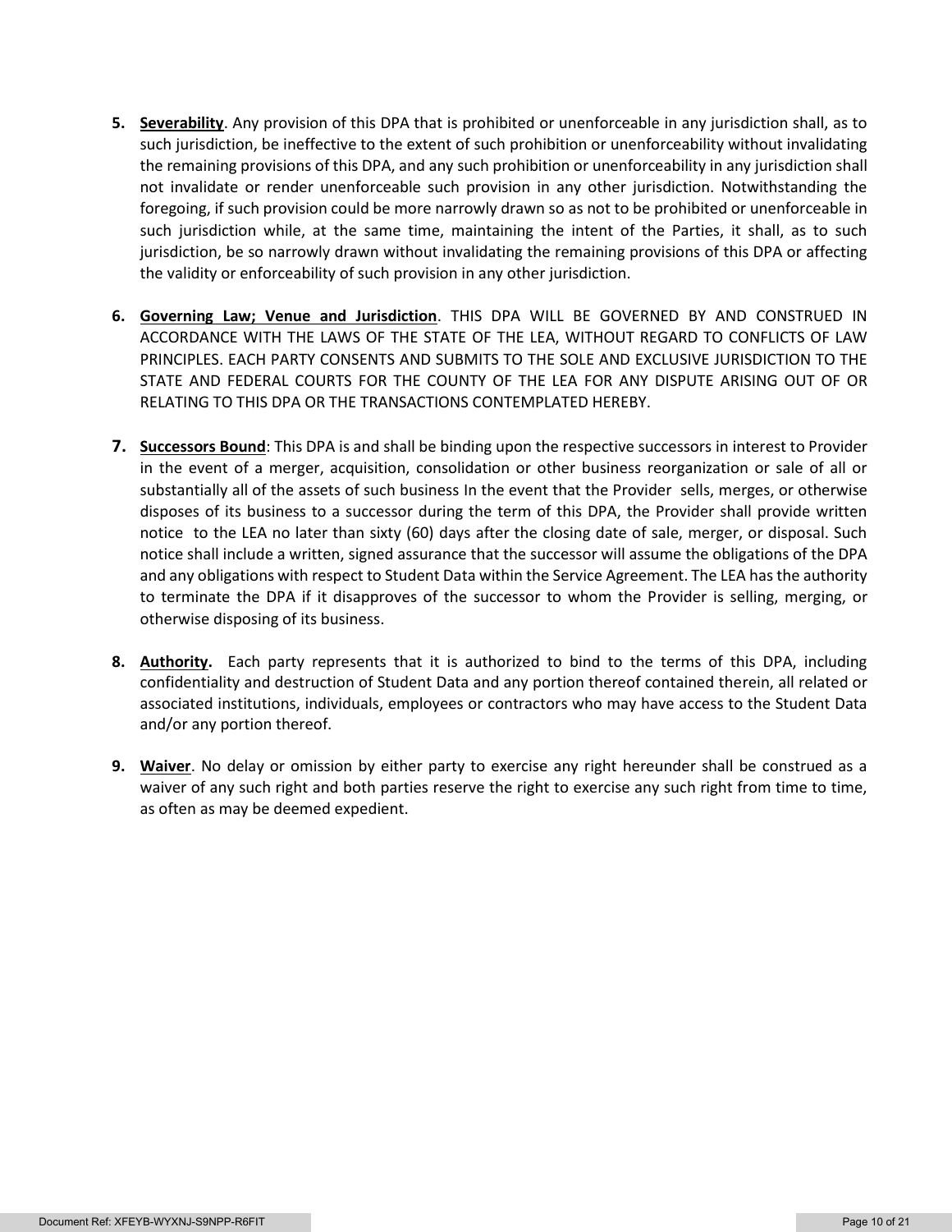5. **Severability**. Any provision of this DPA that is prohibited or unenforceable in any jurisdiction shall, as to such jurisdiction, be ineffective to the extent of such prohibition or unenforceability without invalidating the remaining provisions of this DPA, and any such prohibition or unenforceability in any jurisdiction shall not invalidate or render unenforceable such provision in any other jurisdiction. Notwithstanding the foregoing, if such provision could be more narrowly drawn so as not to be prohibited or unenforceable in such jurisdiction while, at the same time, maintaining the intent of the Parties, it shall, as to such jurisdiction, be so narrowly drawn without invalidating the remaining provisions of this DPA or affecting the validity or enforceability of such provision in any other jurisdiction.

6. **Governing Law; Venue and Jurisdiction**. THIS DPA WILL BE GOVERNED BY AND CONSTRUED IN ACCORDANCE WITH THE LAWS OF THE STATE OF THE LEA, WITHOUT REGARD TO CONFLICTS OF LAW PRINCIPLES. EACH PARTY CONSENTS AND SUBMITS TO THE SOLE AND EXCLUSIVE JURISDICTION TO THE STATE AND FEDERAL COURTS FOR THE COUNTY OF THE LEA FOR ANY DISPUTE ARISING OUT OF OR RELATING TO THIS DPA OR THE TRANSACTIONS CONTEMPLATED HEREBY.

7. **Successors Bound**: This DPA is and shall be binding upon the respective successors in interest to Provider in the event of a merger, acquisition, consolidation or other business reorganization or sale of all or substantially all of the assets of such business In the event that the Provider sells, merges, or otherwise disposes of its business to a successor during the term of this DPA, the Provider shall provide written notice to the LEA no later than sixty (60) days after the closing date of sale, merger, or disposal. Such notice shall include a written, signed assurance that the successor will assume the obligations of the DPA and any obligations with respect to Student Data within the Service Agreement. The LEA has the authority to terminate the DPA if it disapproves of the successor to whom the Provider is selling, merging, or otherwise disposing of its business.

8. **Authority.** Each party represents that it is authorized to bind to the terms of this DPA, including confidentiality and destruction of Student Data and any portion thereof contained therein, all related or associated institutions, individuals, employees or contractors who may have access to the Student Data and/or any portion thereof.

9. **Waiver**. No delay or omission by either party to exercise any right hereunder shall be construed as a waiver of any such right and both parties reserve the right to exercise any such right from time to time, as often as may be deemed expedient.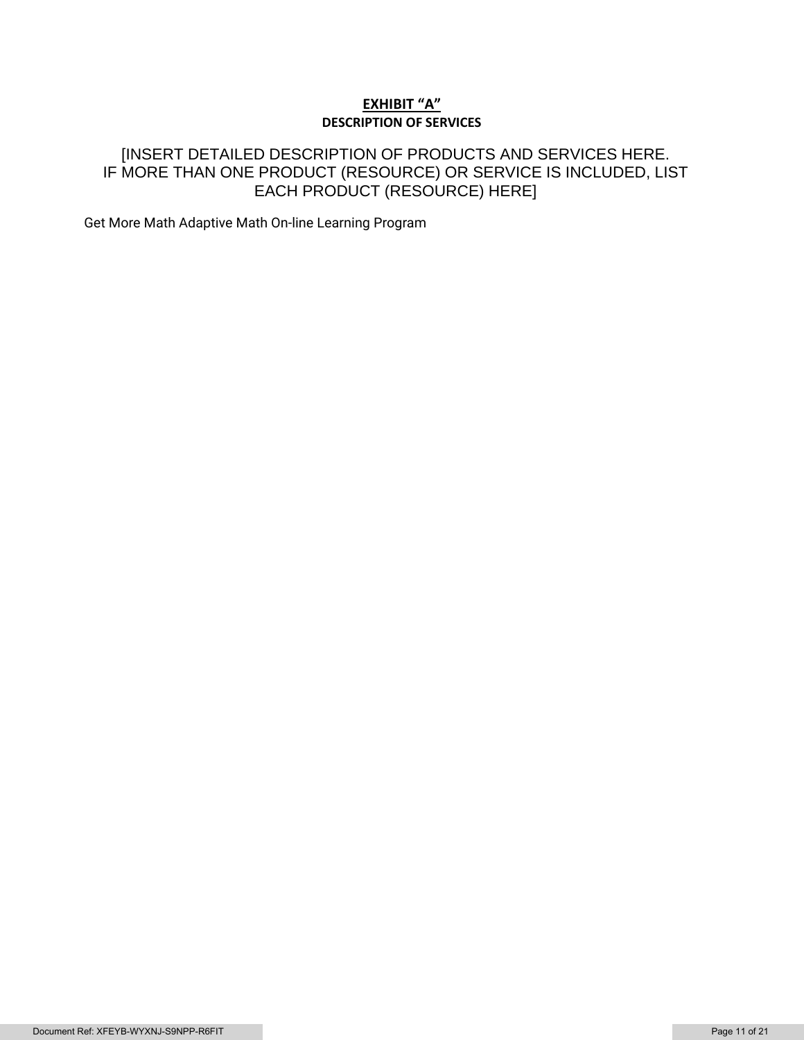# EXHIBIT "A"

## DESCRIPTION OF SERVICES

[INSERT DETAILED DESCRIPTION OF PRODUCTS AND SERVICES HERE. IF MORE THAN ONE PRODUCT (RESOURCE) OR SERVICE IS INCLUDED, LIST EACH PRODUCT (RESOURCE) HERE]

Get More Math Adaptive Math On-line Learning Program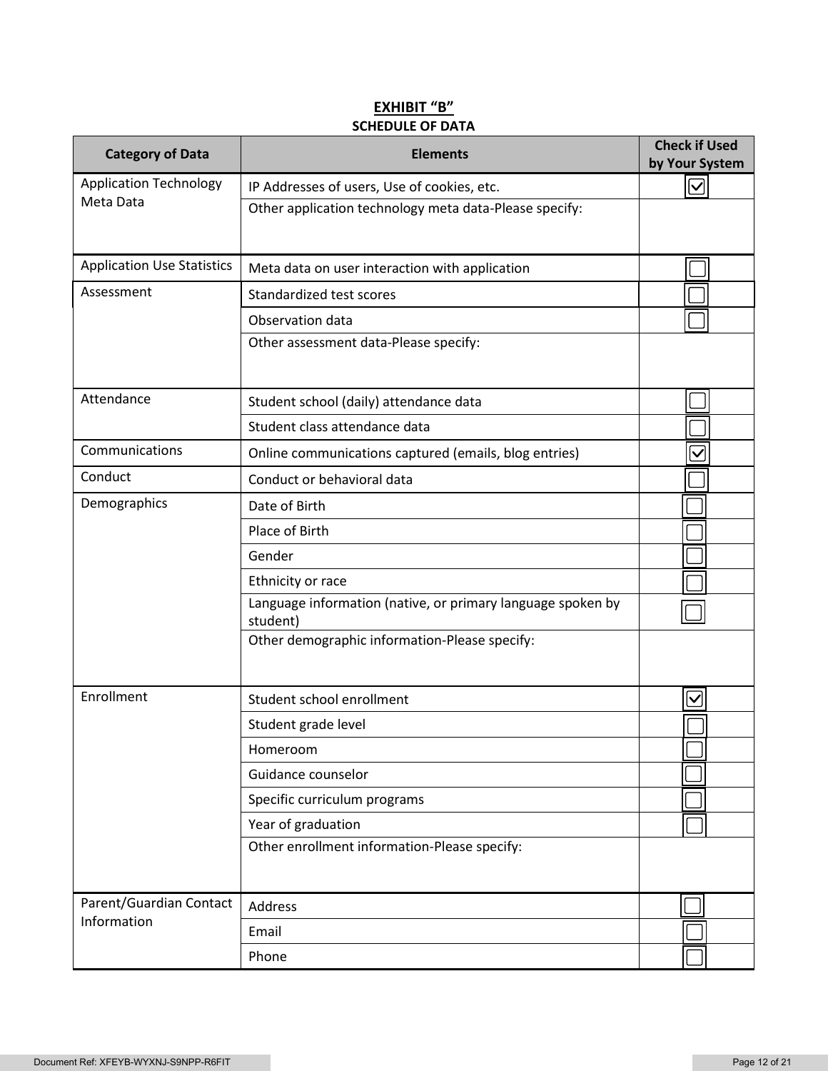**EXHIBIT "B"**

**SCHEDULE OF DATA**

| Category of Data | Elements | Check if Used by Your System |
|---|---|---|
| Application Technology Meta Data | IP Addresses of users, Use of cookies, etc. | ☑ |
| | Other application technology meta data-Please specify: | |
| Application Use Statistics | Meta data on user interaction with application | ☐ |
| Assessment | Standardized test scores | ☐ |
| | Observation data | ☐ |
| | Other assessment data-Please specify: | |
| Attendance | Student school (daily) attendance data | ☐ |
| | Student class attendance data | ☐ |
| Communications | Online communications captured (emails, blog entries) | ☑ |
| Conduct | Conduct or behavioral data | ☐ |
| Demographics | Date of Birth | ☐ |
| | Place of Birth | ☐ |
| | Gender | ☐ |
| | Ethnicity or race | ☐ |
| | Language information (native, or primary language spoken by student) | ☐ |
| | Other demographic information-Please specify: | |
| Enrollment | Student school enrollment | ☑ |
| | Student grade level | ☐ |
| | Homeroom | ☐ |
| | Guidance counselor | ☐ |
| | Specific curriculum programs | ☐ |
| | Year of graduation | ☐ |
| | Other enrollment information-Please specify: | |
| Parent/Guardian Contact Information | Address | ☐ |
| | Email | ☐ |
| | Phone | ☐ |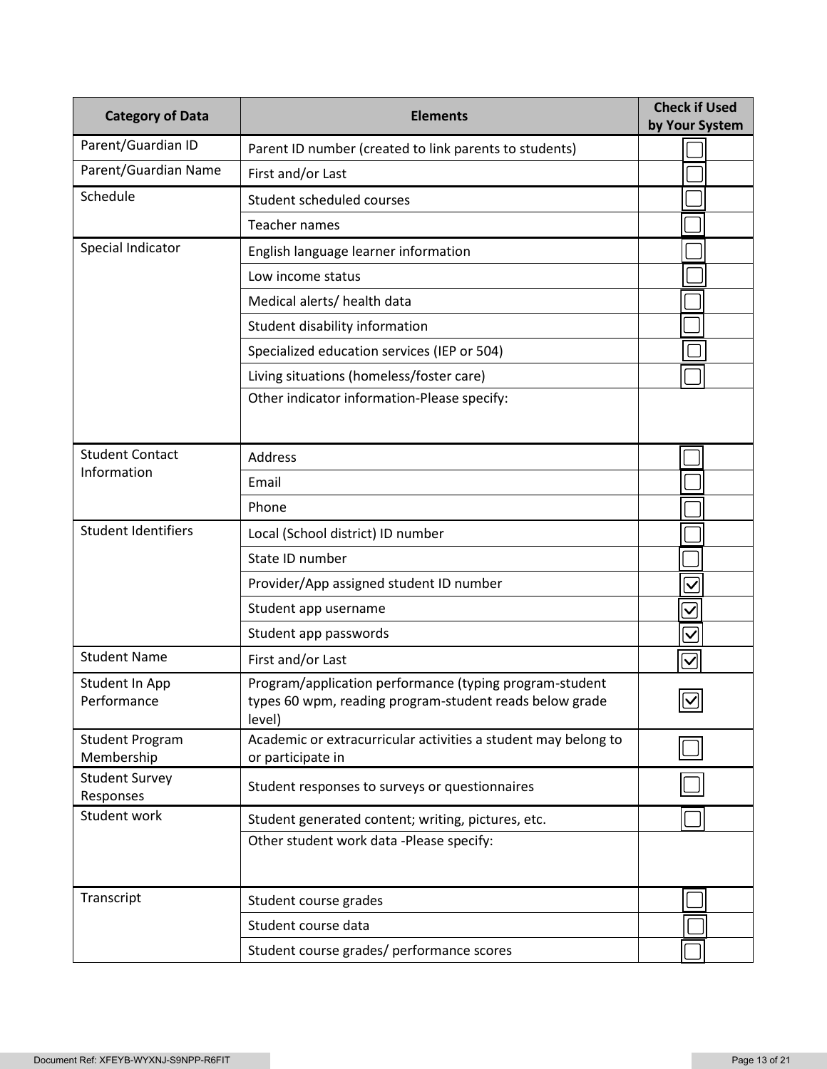| Category of Data | Elements | Check if Used by Your System |
|---|---|---|
| Parent/Guardian ID | Parent ID number (created to link parents to students) | ☐ |
| Parent/Guardian Name | First and/or Last | ☐ |
| Schedule | Student scheduled courses | ☐ |
| | Teacher names | ☐ |
| Special Indicator | English language learner information | ☐ |
| | Low income status | ☐ |
| | Medical alerts/ health data | ☐ |
| | Student disability information | ☐ |
| | Specialized education services (IEP or 504) | ☐ |
| | Living situations (homeless/foster care) | ☐ |
| | Other indicator information-Please specify: | |
| Student Contact Information | Address | ☐ |
| | Email | ☐ |
| | Phone | ☐ |
| Student Identifiers | Local (School district) ID number | ☐ |
| | State ID number | ☐ |
| | Provider/App assigned student ID number | ☑ |
| | Student app username | ☑ |
| | Student app passwords | ☑ |
| Student Name | First and/or Last | ☑ |
| Student In App Performance | Program/application performance (typing program-student types 60 wpm, reading program-student reads below grade level) | ☑ |
| Student Program Membership | Academic or extracurricular activities a student may belong to or participate in | ☐ |
| Student Survey Responses | Student responses to surveys or questionnaires | ☐ |
| Student work | Student generated content; writing, pictures, etc. | ☐ |
| | Other student work data -Please specify: | |
| Transcript | Student course grades | ☐ |
| | Student course data | ☐ |
| | Student course grades/ performance scores | ☐ |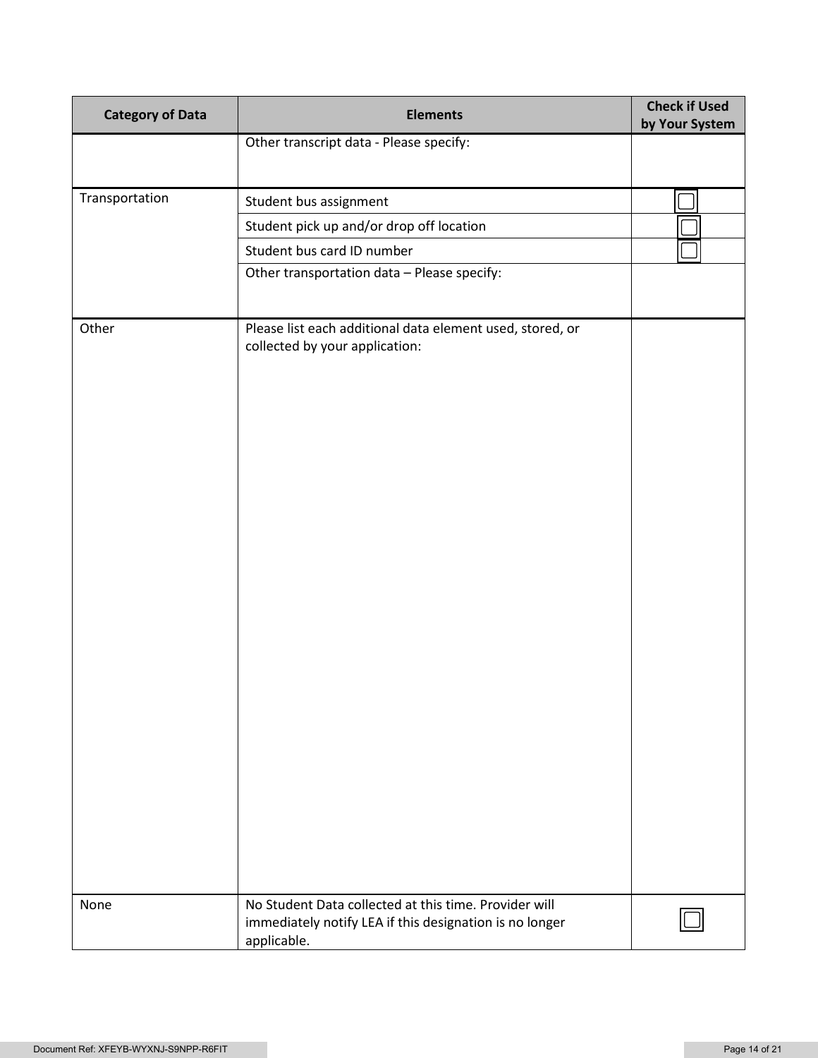| Category of Data | Elements | Check if Used by Your System |
|---|---|---|
| | Other transcript data - Please specify: | |
| Transportation | Student bus assignment | ☐ |
| | Student pick up and/or drop off location | ☐ |
| | Student bus card ID number | ☐ |
| | Other transportation data – Please specify: | |
| Other | Please list each additional data element used, stored, or collected by your application: | |
| None | No Student Data collected at this time. Provider will immediately notify LEA if this designation is no longer applicable. | ☐ |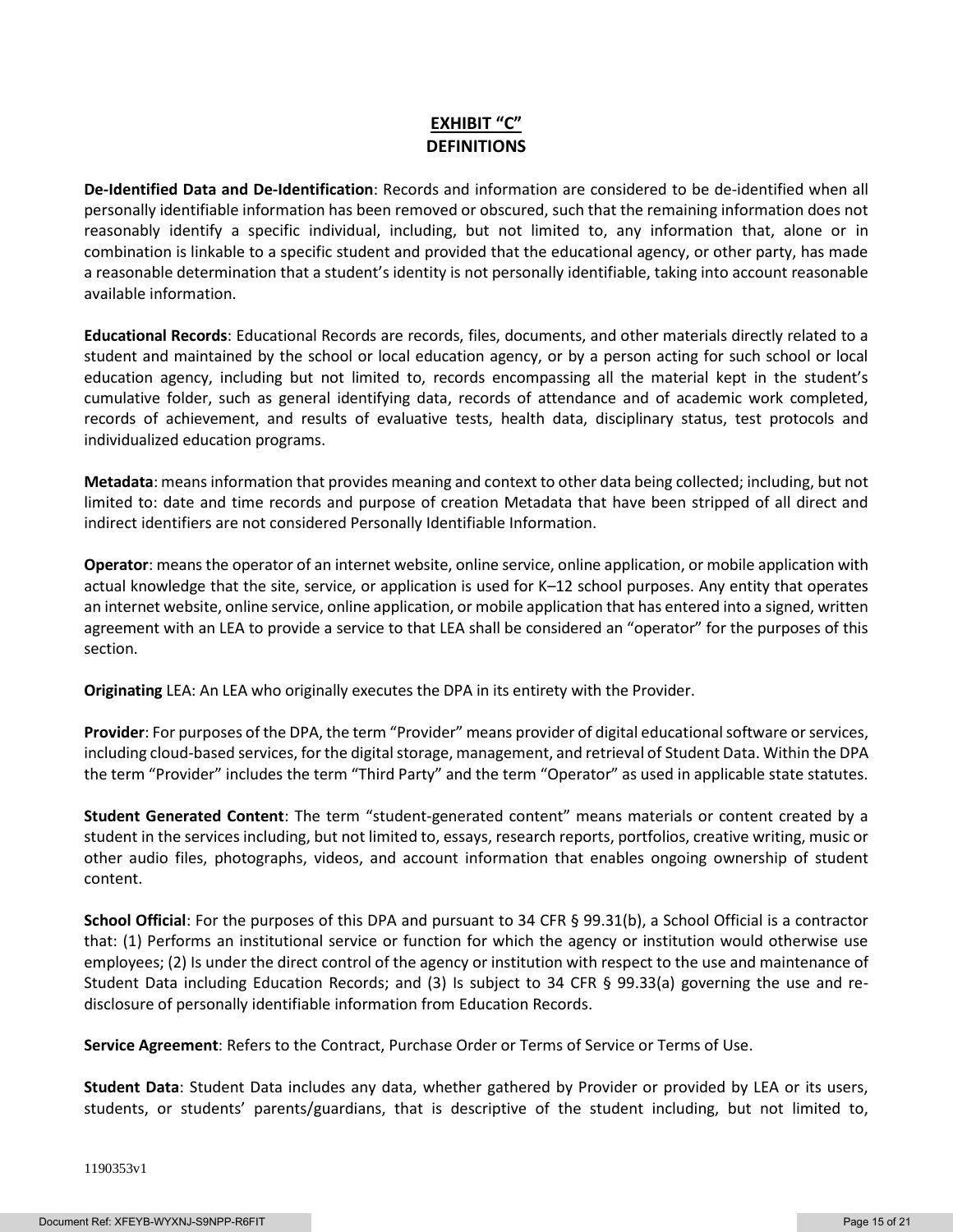## EXHIBIT "C"
## DEFINITIONS

**De-Identified Data and De-Identification**: Records and information are considered to be de-identified when all personally identifiable information has been removed or obscured, such that the remaining information does not reasonably identify a specific individual, including, but not limited to, any information that, alone or in combination is linkable to a specific student and provided that the educational agency, or other party, has made a reasonable determination that a student's identity is not personally identifiable, taking into account reasonable available information.

**Educational Records**: Educational Records are records, files, documents, and other materials directly related to a student and maintained by the school or local education agency, or by a person acting for such school or local education agency, including but not limited to, records encompassing all the material kept in the student's cumulative folder, such as general identifying data, records of attendance and of academic work completed, records of achievement, and results of evaluative tests, health data, disciplinary status, test protocols and individualized education programs.

**Metadata**: means information that provides meaning and context to other data being collected; including, but not limited to: date and time records and purpose of creation Metadata that have been stripped of all direct and indirect identifiers are not considered Personally Identifiable Information.

**Operator**: means the operator of an internet website, online service, online application, or mobile application with actual knowledge that the site, service, or application is used for K–12 school purposes. Any entity that operates an internet website, online service, online application, or mobile application that has entered into a signed, written agreement with an LEA to provide a service to that LEA shall be considered an "operator" for the purposes of this section.

**Originating** LEA: An LEA who originally executes the DPA in its entirety with the Provider.

**Provider**: For purposes of the DPA, the term "Provider" means provider of digital educational software or services, including cloud-based services, for the digital storage, management, and retrieval of Student Data. Within the DPA the term "Provider" includes the term "Third Party" and the term "Operator" as used in applicable state statutes.

**Student Generated Content**: The term "student-generated content" means materials or content created by a student in the services including, but not limited to, essays, research reports, portfolios, creative writing, music or other audio files, photographs, videos, and account information that enables ongoing ownership of student content.

**School Official**: For the purposes of this DPA and pursuant to 34 CFR § 99.31(b), a School Official is a contractor that: (1) Performs an institutional service or function for which the agency or institution would otherwise use employees; (2) Is under the direct control of the agency or institution with respect to the use and maintenance of Student Data including Education Records; and (3) Is subject to 34 CFR § 99.33(a) governing the use and re-disclosure of personally identifiable information from Education Records.

**Service Agreement**: Refers to the Contract, Purchase Order or Terms of Service or Terms of Use.

**Student Data**: Student Data includes any data, whether gathered by Provider or provided by LEA or its users, students, or students' parents/guardians, that is descriptive of the student including, but not limited to,

1190353v1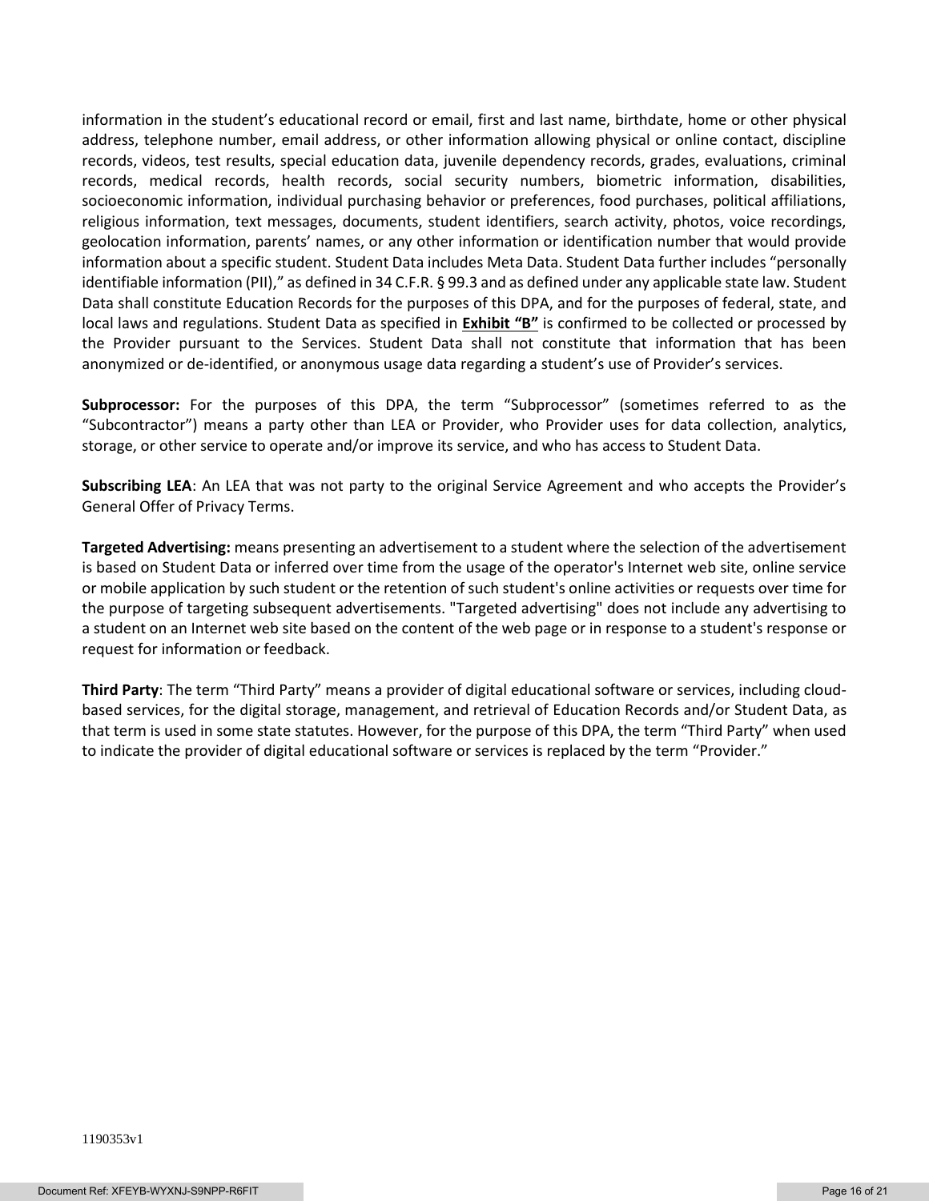information in the student's educational record or email, first and last name, birthdate, home or other physical address, telephone number, email address, or other information allowing physical or online contact, discipline records, videos, test results, special education data, juvenile dependency records, grades, evaluations, criminal records, medical records, health records, social security numbers, biometric information, disabilities, socioeconomic information, individual purchasing behavior or preferences, food purchases, political affiliations, religious information, text messages, documents, student identifiers, search activity, photos, voice recordings, geolocation information, parents' names, or any other information or identification number that would provide information about a specific student. Student Data includes Meta Data. Student Data further includes "personally identifiable information (PII)," as defined in 34 C.F.R. § 99.3 and as defined under any applicable state law. Student Data shall constitute Education Records for the purposes of this DPA, and for the purposes of federal, state, and local laws and regulations. Student Data as specified in **Exhibit "B"** is confirmed to be collected or processed by the Provider pursuant to the Services. Student Data shall not constitute that information that has been anonymized or de-identified, or anonymous usage data regarding a student's use of Provider's services.

**Subprocessor:** For the purposes of this DPA, the term "Subprocessor" (sometimes referred to as the "Subcontractor") means a party other than LEA or Provider, who Provider uses for data collection, analytics, storage, or other service to operate and/or improve its service, and who has access to Student Data.

**Subscribing LEA**: An LEA that was not party to the original Service Agreement and who accepts the Provider's General Offer of Privacy Terms.

**Targeted Advertising:** means presenting an advertisement to a student where the selection of the advertisement is based on Student Data or inferred over time from the usage of the operator's Internet web site, online service or mobile application by such student or the retention of such student's online activities or requests over time for the purpose of targeting subsequent advertisements. "Targeted advertising" does not include any advertising to a student on an Internet web site based on the content of the web page or in response to a student's response or request for information or feedback.

**Third Party**: The term "Third Party" means a provider of digital educational software or services, including cloud-based services, for the digital storage, management, and retrieval of Education Records and/or Student Data, as that term is used in some state statutes. However, for the purpose of this DPA, the term "Third Party" when used to indicate the provider of digital educational software or services is replaced by the term "Provider."

1190353v1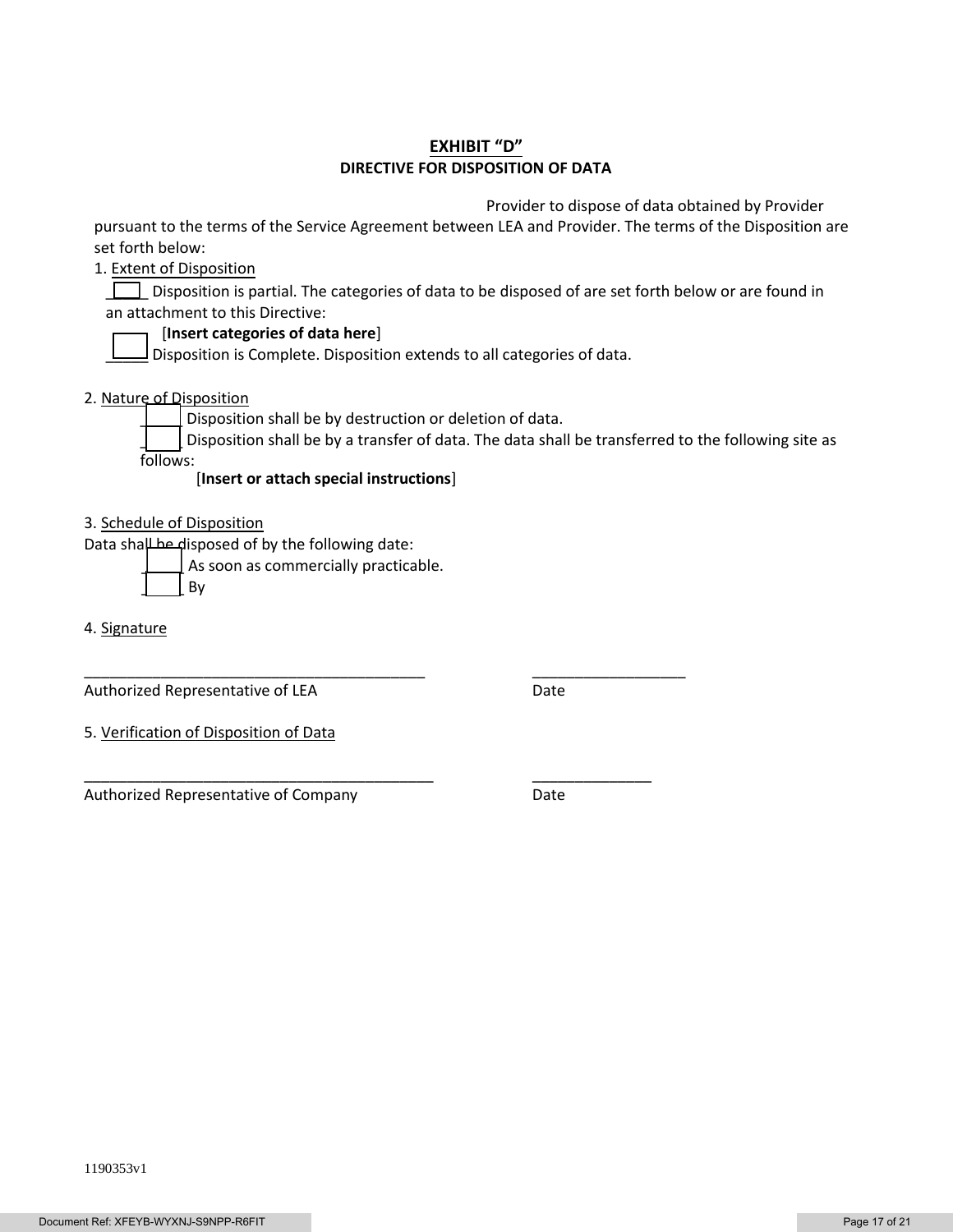# EXHIBIT "D"

## DIRECTIVE FOR DISPOSITION OF DATA

Provider to dispose of data obtained by Provider pursuant to the terms of the Service Agreement between LEA and Provider. The terms of the Disposition are set forth below:

1. Extent of Disposition

☐ Disposition is partial. The categories of data to be disposed of are set forth below or are found in an attachment to this Directive:

[**Insert categories of data here**]

☐ Disposition is Complete. Disposition extends to all categories of data.

2. Nature of Disposition

☐ Disposition shall be by destruction or deletion of data.

☐ Disposition shall be by a transfer of data. The data shall be transferred to the following site as follows:

[**Insert or attach special instructions**]

3. Schedule of Disposition

Data shall be disposed of by the following date:

☐ As soon as commercially practicable.

☐ By

4. Signature

\_\_\_\_\_\_\_\_\_\_\_\_\_\_\_\_\_\_\_\_\_\_\_\_\_\_\_\_\_\_\_\_\_\_\_\_\_\_\_\_ \_\_\_\_\_\_\_\_\_\_\_\_\_\_\_\_\_\_

Authorized Representative of LEA Date

5. Verification of Disposition of Data

\_\_\_\_\_\_\_\_\_\_\_\_\_\_\_\_\_\_\_\_\_\_\_\_\_\_\_\_\_\_\_\_\_\_\_\_\_\_\_\_\_ \_\_\_\_\_\_\_\_\_\_\_\_\_\_

Authorized Representative of Company Date

1190353v1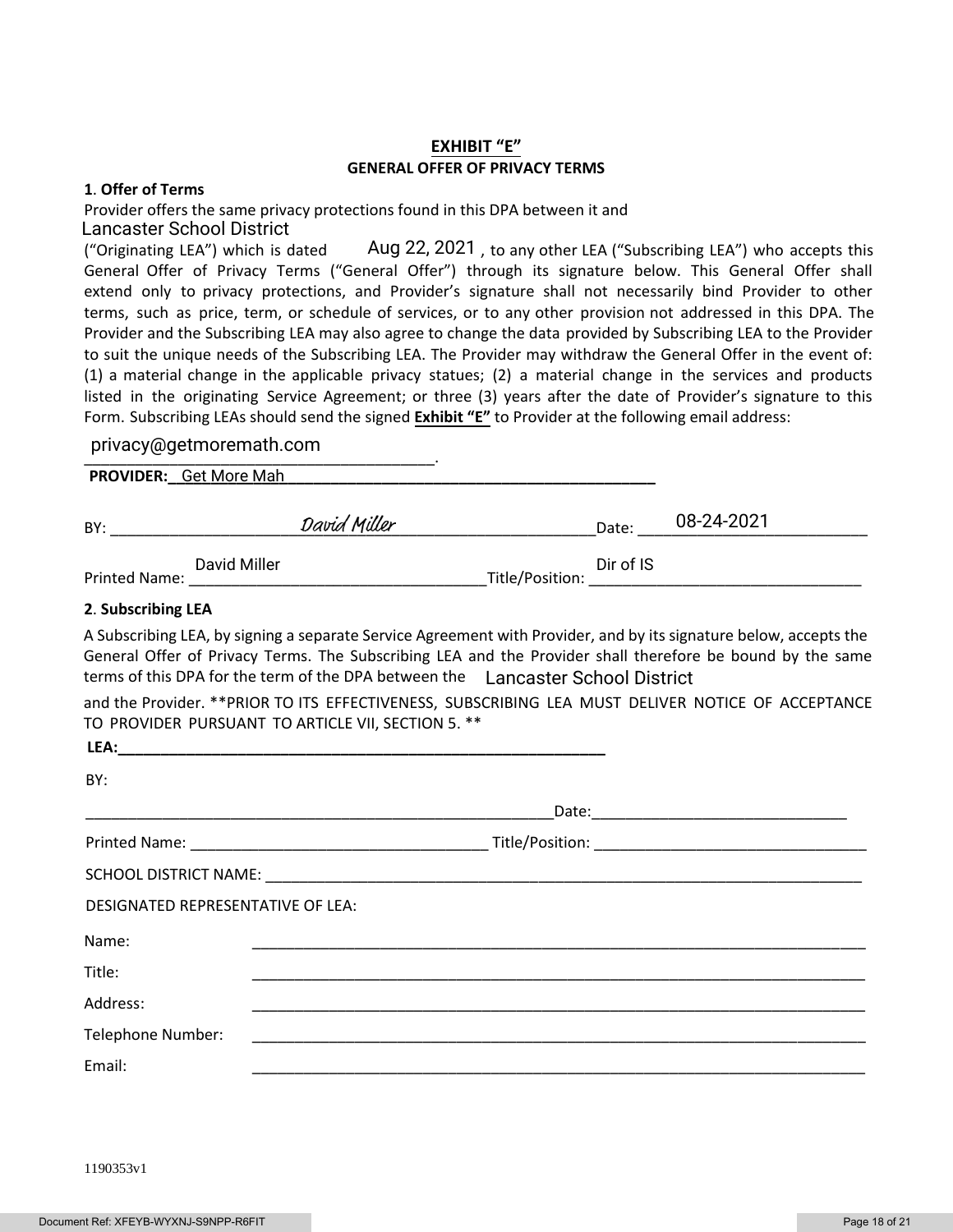# EXHIBIT "E"

## GENERAL OFFER OF PRIVACY TERMS

**1**. **Offer of Terms**

Provider offers the same privacy protections found in this DPA between it and Lancaster School District ("Originating LEA") which is dated Aug 22, 2021, to any other LEA ("Subscribing LEA") who accepts this General Offer of Privacy Terms ("General Offer") through its signature below. This General Offer shall extend only to privacy protections, and Provider's signature shall not necessarily bind Provider to other terms, such as price, term, or schedule of services, or to any other provision not addressed in this DPA. The Provider and the Subscribing LEA may also agree to change the data provided by Subscribing LEA to the Provider to suit the unique needs of the Subscribing LEA. The Provider may withdraw the General Offer in the event of: (1) a material change in the applicable privacy statues; (2) a material change in the services and products listed in the originating Service Agreement; or three (3) years after the date of Provider's signature to this Form. Subscribing LEAs should send the signed **Exhibit "E"** to Provider at the following email address:

privacy@getmoremath.com.

**PROVIDER:** Get More Mah

BY: David Miller Date: 08-24-2021

Printed Name: David Miller Title/Position: Dir of IS

**2**. **Subscribing LEA**

A Subscribing LEA, by signing a separate Service Agreement with Provider, and by its signature below, accepts the General Offer of Privacy Terms. The Subscribing LEA and the Provider shall therefore be bound by the same terms of this DPA for the term of the DPA between the Lancaster School District and the Provider. **PRIOR TO ITS EFFECTIVENESS, SUBSCRIBING LEA MUST DELIVER NOTICE OF ACCEPTANCE TO PROVIDER PURSUANT TO ARTICLE VII, SECTION 5. **

**LEA:**\_\_\_\_\_\_\_\_\_\_\_\_\_\_\_\_\_\_\_\_\_\_\_\_\_\_\_\_\_\_\_\_\_\_\_\_\_\_\_\_

BY:

\_\_\_\_\_\_\_\_\_\_\_\_\_\_\_\_\_\_\_\_\_\_\_\_\_\_\_\_\_\_\_\_\_\_\_\_\_\_\_\_Date:\_\_\_\_\_\_\_\_\_\_\_\_\_\_\_\_\_\_\_\_

Printed Name: \_\_\_\_\_\_\_\_\_\_\_\_\_\_\_\_\_\_\_\_\_\_\_\_ Title/Position: \_\_\_\_\_\_\_\_\_\_\_\_\_\_\_\_\_\_\_\_\_\_

SCHOOL DISTRICT NAME: \_\_\_\_\_\_\_\_\_\_\_\_\_\_\_\_\_\_\_\_\_\_\_\_\_\_\_\_\_\_\_\_\_\_\_\_\_\_\_\_

DESIGNATED REPRESENTATIVE OF LEA:

Name: \_\_\_\_\_\_\_\_\_\_\_\_\_\_\_\_\_\_\_\_\_\_\_\_\_\_\_\_\_\_\_\_\_\_\_\_\_\_\_\_

Title: \_\_\_\_\_\_\_\_\_\_\_\_\_\_\_\_\_\_\_\_\_\_\_\_\_\_\_\_\_\_\_\_\_\_\_\_\_\_\_\_

Address: \_\_\_\_\_\_\_\_\_\_\_\_\_\_\_\_\_\_\_\_\_\_\_\_\_\_\_\_\_\_\_\_\_\_\_\_\_\_\_\_

Telephone Number: \_\_\_\_\_\_\_\_\_\_\_\_\_\_\_\_\_\_\_\_\_\_\_\_\_\_\_\_\_\_\_\_\_\_\_\_\_\_\_\_

Email: \_\_\_\_\_\_\_\_\_\_\_\_\_\_\_\_\_\_\_\_\_\_\_\_\_\_\_\_\_\_\_\_\_\_\_\_\_\_\_\_

1190353v1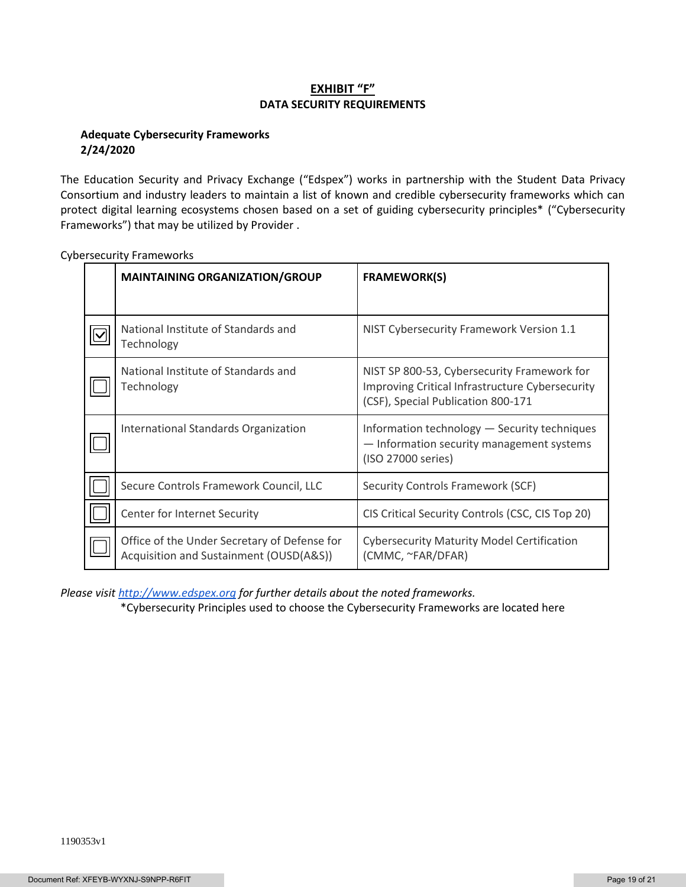**EXHIBIT "F"**

**DATA SECURITY REQUIREMENTS**

**Adequate Cybersecurity Frameworks**
**2/24/2020**

The Education Security and Privacy Exchange ("Edspex") works in partnership with the Student Data Privacy Consortium and industry leaders to maintain a list of known and credible cybersecurity frameworks which can protect digital learning ecosystems chosen based on a set of guiding cybersecurity principles* ("Cybersecurity Frameworks") that may be utilized by Provider .

Cybersecurity Frameworks

| | **MAINTAINING ORGANIZATION/GROUP** | **FRAMEWORK(S)** |
|---|---|---|
| ☑ | National Institute of Standards and Technology | NIST Cybersecurity Framework Version 1.1 |
| ☐ | National Institute of Standards and Technology | NIST SP 800-53, Cybersecurity Framework for Improving Critical Infrastructure Cybersecurity (CSF), Special Publication 800-171 |
| ☐ | International Standards Organization | Information technology — Security techniques — Information security management systems (ISO 27000 series) |
| ☐ | Secure Controls Framework Council, LLC | Security Controls Framework (SCF) |
| ☐ | Center for Internet Security | CIS Critical Security Controls (CSC, CIS Top 20) |
| ☐ | Office of the Under Secretary of Defense for Acquisition and Sustainment (OUSD(A&S)) | Cybersecurity Maturity Model Certification (CMMC, ~FAR/DFAR) |

*Please visit [http://www.edspex.org](http://www.edspex.org) for further details about the noted frameworks.*

*Cybersecurity Principles used to choose the Cybersecurity Frameworks are located here

1190353v1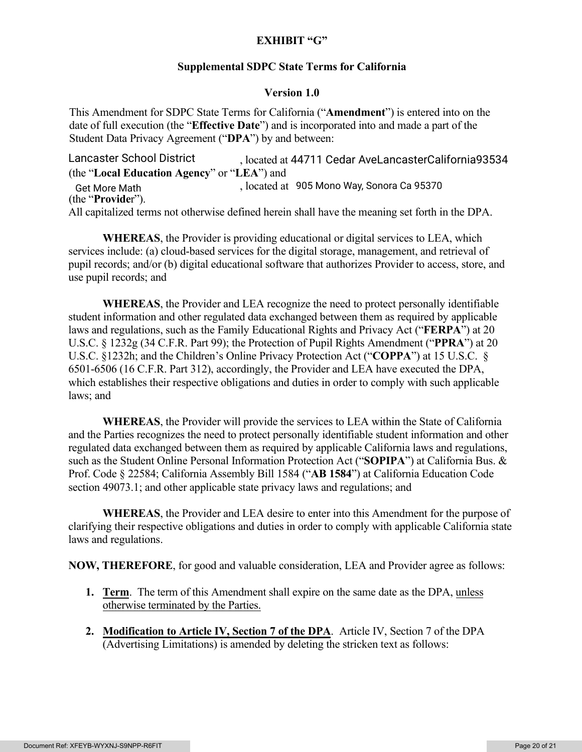**EXHIBIT "G"**

**Supplemental SDPC State Terms for California**

**Version 1.0**

This Amendment for SDPC State Terms for California ("**Amendment**") is entered into on the date of full execution (the "**Effective Date**") and is incorporated into and made a part of the Student Data Privacy Agreement ("**DPA**") by and between:

Lancaster School District, located at 44711 Cedar AveLancasterCalifornia93534 (the "**Local Education Agency**" or "**LEA**") and Get More Math, located at 905 Mono Way, Sonora Ca 95370 (the "**Provider**").

All capitalized terms not otherwise defined herein shall have the meaning set forth in the DPA.

**WHEREAS**, the Provider is providing educational or digital services to LEA, which services include: (a) cloud-based services for the digital storage, management, and retrieval of pupil records; and/or (b) digital educational software that authorizes Provider to access, store, and use pupil records; and

**WHEREAS**, the Provider and LEA recognize the need to protect personally identifiable student information and other regulated data exchanged between them as required by applicable laws and regulations, such as the Family Educational Rights and Privacy Act ("**FERPA**") at 20 U.S.C. § 1232g (34 C.F.R. Part 99); the Protection of Pupil Rights Amendment ("**PPRA**") at 20 U.S.C. §1232h; and the Children's Online Privacy Protection Act ("**COPPA**") at 15 U.S.C. § 6501-6506 (16 C.F.R. Part 312), accordingly, the Provider and LEA have executed the DPA, which establishes their respective obligations and duties in order to comply with such applicable laws; and

**WHEREAS**, the Provider will provide the services to LEA within the State of California and the Parties recognizes the need to protect personally identifiable student information and other regulated data exchanged between them as required by applicable California laws and regulations, such as the Student Online Personal Information Protection Act ("**SOPIPA**") at California Bus. & Prof. Code § 22584; California Assembly Bill 1584 ("**AB 1584**") at California Education Code section 49073.1; and other applicable state privacy laws and regulations; and

**WHEREAS**, the Provider and LEA desire to enter into this Amendment for the purpose of clarifying their respective obligations and duties in order to comply with applicable California state laws and regulations.

**NOW, THEREFORE**, for good and valuable consideration, LEA and Provider agree as follows:

1. **Term**. The term of this Amendment shall expire on the same date as the DPA, unless otherwise terminated by the Parties.

2. **Modification to Article IV, Section 7 of the DPA**. Article IV, Section 7 of the DPA (Advertising Limitations) is amended by deleting the stricken text as follows: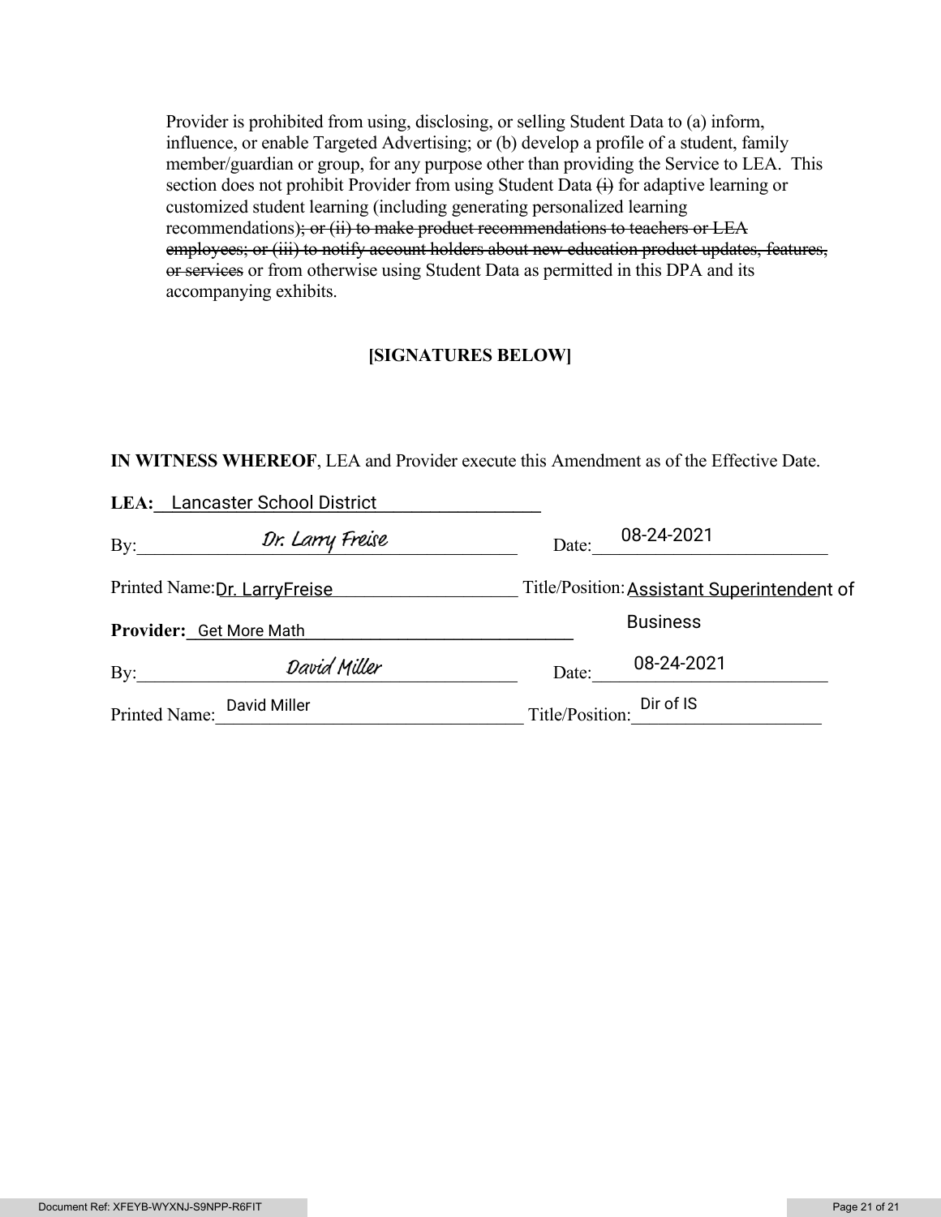Provider is prohibited from using, disclosing, or selling Student Data to (a) inform, influence, or enable Targeted Advertising; or (b) develop a profile of a student, family member/guardian or group, for any purpose other than providing the Service to LEA. This section does not prohibit Provider from using Student Data ~~(i)~~ for adaptive learning or customized student learning (including generating personalized learning recommendations)~~; or (ii) to make product recommendations to teachers or LEA employees; or (iii) to notify account holders about new education product updates, features, or services~~ or from otherwise using Student Data as permitted in this DPA and its accompanying exhibits.

**[SIGNATURES BELOW]**

**IN WITNESS WHEREOF**, LEA and Provider execute this Amendment as of the Effective Date.

**LEA:** Lancaster School District

By: *Dr. Larry Freise* Date: 08-24-2021

Printed Name: Dr. LarryFreise Title/Position: Assistant Superintendent of Business

**Provider:** Get More Math

By: *David Miller* Date: 08-24-2021

Printed Name: David Miller Title/Position: Dir of IS